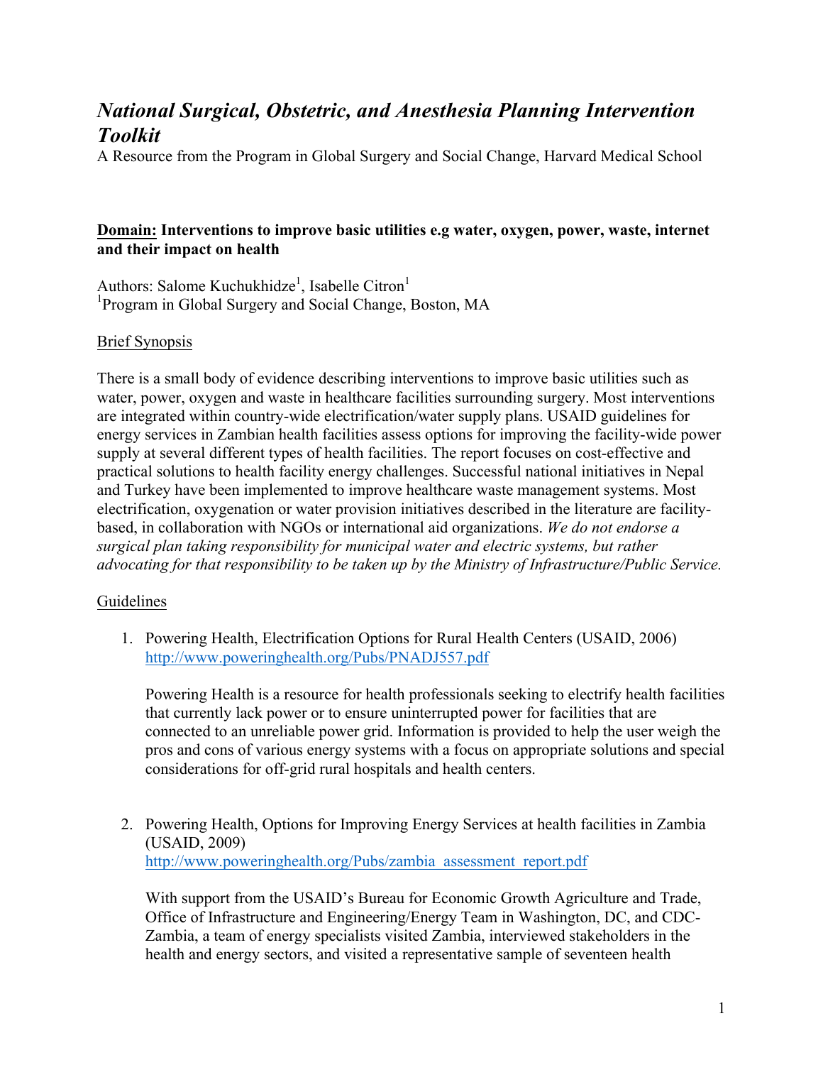# *National Surgical, Obstetric, and Anesthesia Planning Intervention Toolkit*

A Resource from the Program in Global Surgery and Social Change, Harvard Medical School

**Domain: Interventions to improve basic utilities e.g water, oxygen, power, waste, internet and their impact on health**

Authors: Salome Kuchukhidze[1], Isabelle Citron[1]

[1]Program in Global Surgery and Social Change, Boston, MA

Brief Synopsis

There is a small body of evidence describing interventions to improve basic utilities such as water, power, oxygen and waste in healthcare facilities surrounding surgery. Most interventions are integrated within country-wide electrification/water supply plans. USAID guidelines for energy services in Zambian health facilities assess options for improving the facility-wide power supply at several different types of health facilities. The report focuses on cost-effective and practical solutions to health facility energy challenges. Successful national initiatives in Nepal and Turkey have been implemented to improve healthcare waste management systems. Most electrification, oxygenation or water provision initiatives described in the literature are facility-based, in collaboration with NGOs or international aid organizations. *We do not endorse a surgical plan taking responsibility for municipal water and electric systems, but rather advocating for that responsibility to be taken up by the Ministry of Infrastructure/Public Service.*

Guidelines

1. Powering Health, Electrification Options for Rural Health Centers (USAID, 2006)
   http://www.poweringhealth.org/Pubs/PNADJ557.pdf

   Powering Health is a resource for health professionals seeking to electrify health facilities that currently lack power or to ensure uninterrupted power for facilities that are connected to an unreliable power grid. Information is provided to help the user weigh the pros and cons of various energy systems with a focus on appropriate solutions and special considerations for off-grid rural hospitals and health centers.

2. Powering Health, Options for Improving Energy Services at health facilities in Zambia (USAID, 2009)
   http://www.poweringhealth.org/Pubs/zambia_assessment_report.pdf

   With support from the USAID's Bureau for Economic Growth Agriculture and Trade, Office of Infrastructure and Engineering/Energy Team in Washington, DC, and CDC-Zambia, a team of energy specialists visited Zambia, interviewed stakeholders in the health and energy sectors, and visited a representative sample of seventeen health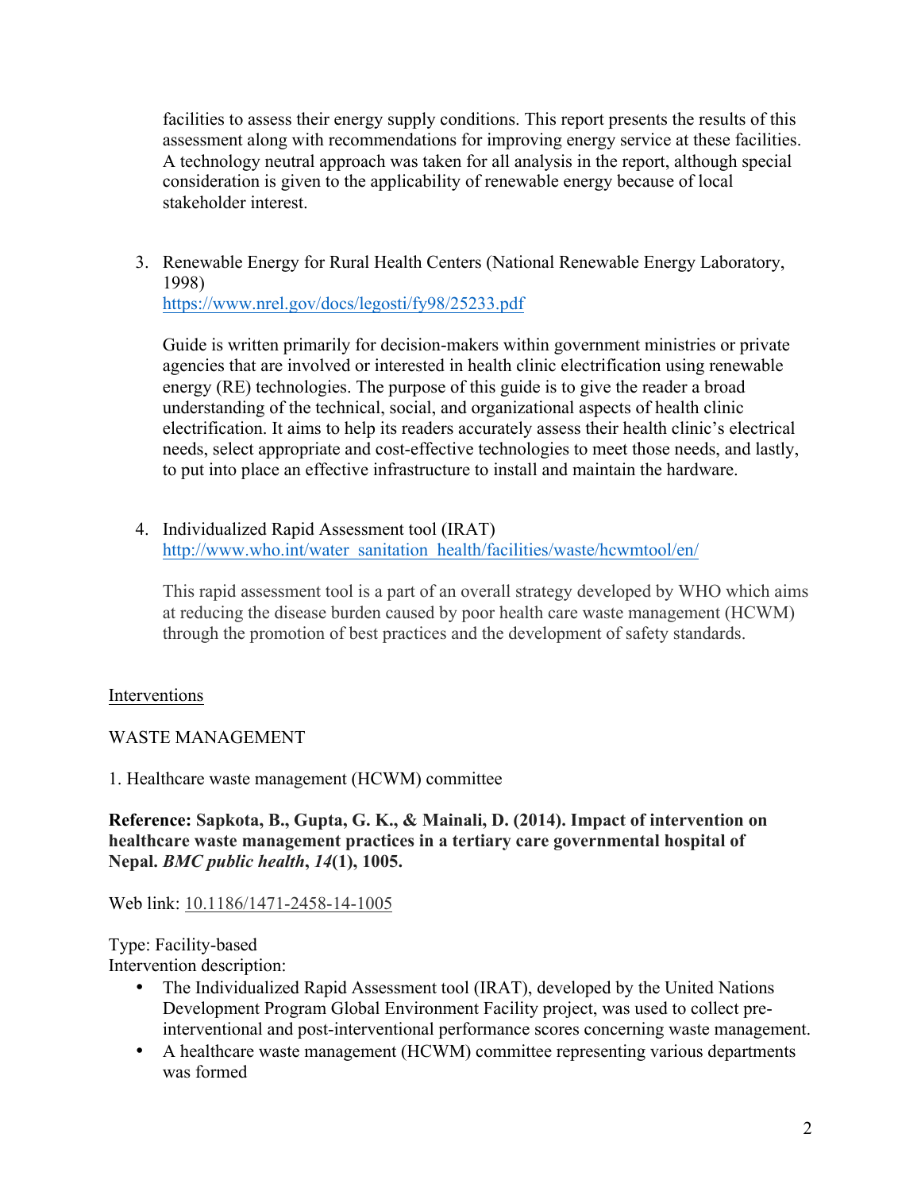facilities to assess their energy supply conditions. This report presents the results of this assessment along with recommendations for improving energy service at these facilities. A technology neutral approach was taken for all analysis in the report, although special consideration is given to the applicability of renewable energy because of local stakeholder interest.

3. Renewable Energy for Rural Health Centers (National Renewable Energy Laboratory, 1998)
   https://www.nrel.gov/docs/legosti/fy98/25233.pdf

   Guide is written primarily for decision-makers within government ministries or private agencies that are involved or interested in health clinic electrification using renewable energy (RE) technologies. The purpose of this guide is to give the reader a broad understanding of the technical, social, and organizational aspects of health clinic electrification. It aims to help its readers accurately assess their health clinic's electrical needs, select appropriate and cost-effective technologies to meet those needs, and lastly, to put into place an effective infrastructure to install and maintain the hardware.

4. Individualized Rapid Assessment tool (IRAT)
   http://www.who.int/water_sanitation_health/facilities/waste/hcwmtool/en/

   This rapid assessment tool is a part of an overall strategy developed by WHO which aims at reducing the disease burden caused by poor health care waste management (HCWM) through the promotion of best practices and the development of safety standards.

<u>Interventions</u>

WASTE MANAGEMENT

1. Healthcare waste management (HCWM) committee

**Reference: Sapkota, B., Gupta, G. K., & Mainali, D. (2014). Impact of intervention on healthcare waste management practices in a tertiary care governmental hospital of Nepal. *BMC public health*, *14*(1), 1005.**

Web link: 10.1186/1471-2458-14-1005

Type: Facility-based
Intervention description:

- The Individualized Rapid Assessment tool (IRAT), developed by the United Nations Development Program Global Environment Facility project, was used to collect pre-interventional and post-interventional performance scores concerning waste management.
- A healthcare waste management (HCWM) committee representing various departments was formed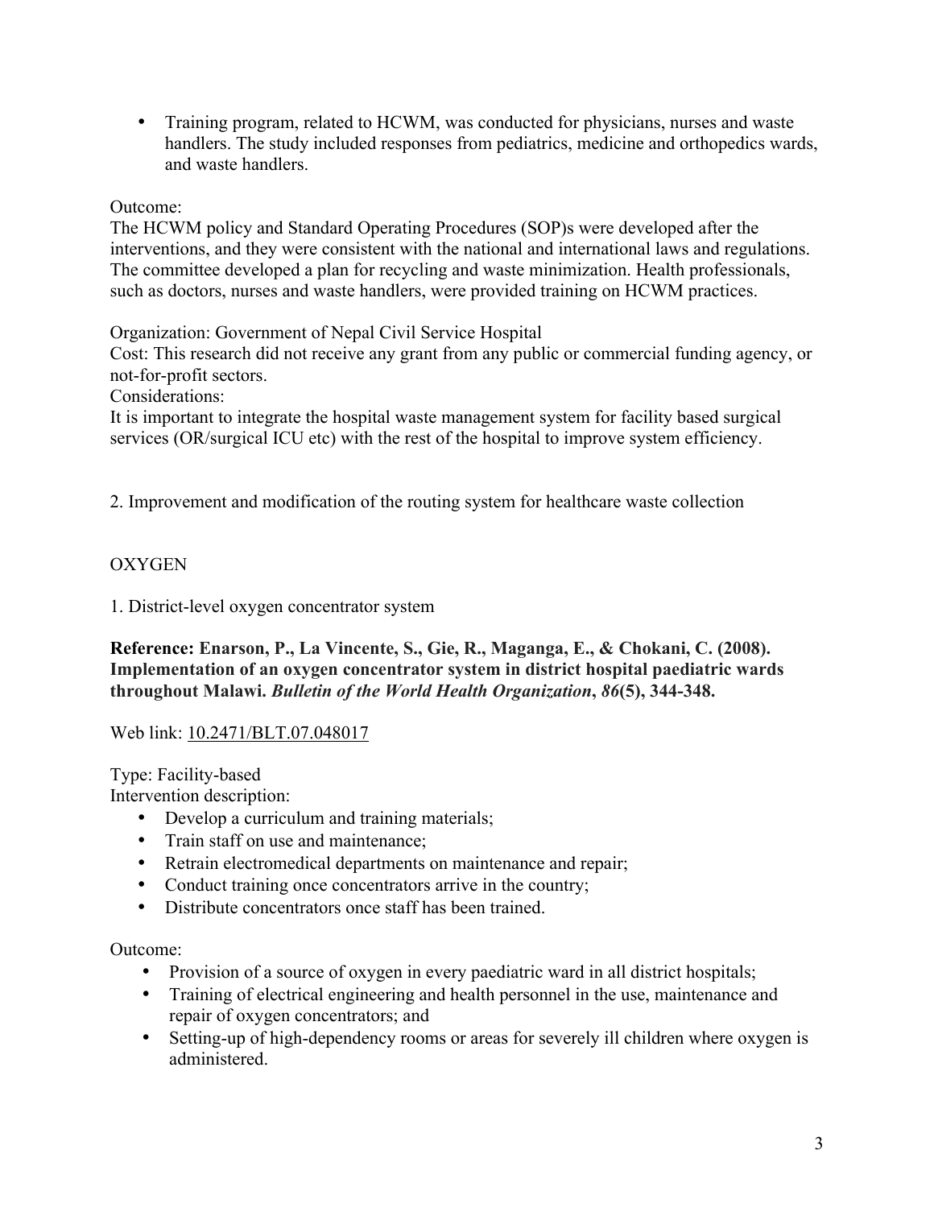- Training program, related to HCWM, was conducted for physicians, nurses and waste handlers. The study included responses from pediatrics, medicine and orthopedics wards, and waste handlers.

Outcome:
The HCWM policy and Standard Operating Procedures (SOP)s were developed after the interventions, and they were consistent with the national and international laws and regulations. The committee developed a plan for recycling and waste minimization. Health professionals, such as doctors, nurses and waste handlers, were provided training on HCWM practices.

Organization: Government of Nepal Civil Service Hospital
Cost: This research did not receive any grant from any public or commercial funding agency, or not-for-profit sectors.
Considerations:
It is important to integrate the hospital waste management system for facility based surgical services (OR/surgical ICU etc) with the rest of the hospital to improve system efficiency.

2. Improvement and modification of the routing system for healthcare waste collection

OXYGEN

1. District-level oxygen concentrator system

**Reference: Enarson, P., La Vincente, S., Gie, R., Maganga, E., & Chokani, C. (2008). Implementation of an oxygen concentrator system in district hospital paediatric wards throughout Malawi. *Bulletin of the World Health Organization*, *86*(5), 344-348.**

Web link: 10.2471/BLT.07.048017

Type: Facility-based
Intervention description:

- Develop a curriculum and training materials;
- Train staff on use and maintenance;
- Retrain electromedical departments on maintenance and repair;
- Conduct training once concentrators arrive in the country;
- Distribute concentrators once staff has been trained.

Outcome:

- Provision of a source of oxygen in every paediatric ward in all district hospitals;
- Training of electrical engineering and health personnel in the use, maintenance and repair of oxygen concentrators; and
- Setting-up of high-dependency rooms or areas for severely ill children where oxygen is administered.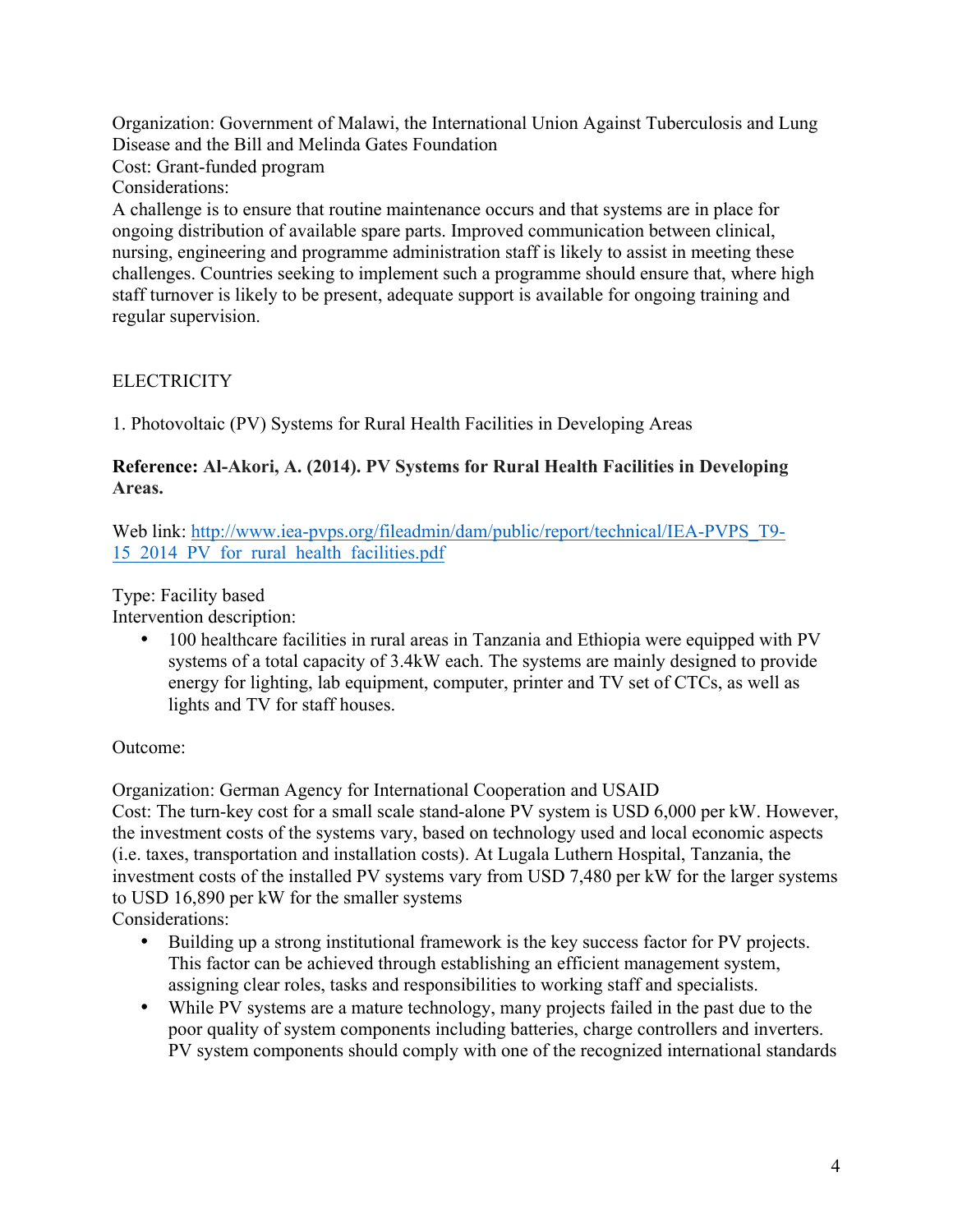Organization: Government of Malawi, the International Union Against Tuberculosis and Lung Disease and the Bill and Melinda Gates Foundation
Cost: Grant-funded program
Considerations:
A challenge is to ensure that routine maintenance occurs and that systems are in place for ongoing distribution of available spare parts. Improved communication between clinical, nursing, engineering and programme administration staff is likely to assist in meeting these challenges. Countries seeking to implement such a programme should ensure that, where high staff turnover is likely to be present, adequate support is available for ongoing training and regular supervision.

ELECTRICITY

1. Photovoltaic (PV) Systems for Rural Health Facilities in Developing Areas

**Reference: Al-Akori, A. (2014). PV Systems for Rural Health Facilities in Developing Areas.**

Web link: [http://www.iea-pvps.org/fileadmin/dam/public/report/technical/IEA-PVPS_T9-15_2014_PV_for_rural_health_facilities.pdf](http://www.iea-pvps.org/fileadmin/dam/public/report/technical/IEA-PVPS_T9-15_2014_PV_for_rural_health_facilities.pdf)

Type: Facility based
Intervention description:

- 100 healthcare facilities in rural areas in Tanzania and Ethiopia were equipped with PV systems of a total capacity of 3.4kW each. The systems are mainly designed to provide energy for lighting, lab equipment, computer, printer and TV set of CTCs, as well as lights and TV for staff houses.

Outcome:

Organization: German Agency for International Cooperation and USAID
Cost: The turn-key cost for a small scale stand-alone PV system is USD 6,000 per kW. However, the investment costs of the systems vary, based on technology used and local economic aspects (i.e. taxes, transportation and installation costs). At Lugala Luthern Hospital, Tanzania, the investment costs of the installed PV systems vary from USD 7,480 per kW for the larger systems to USD 16,890 per kW for the smaller systems
Considerations:

- Building up a strong institutional framework is the key success factor for PV projects. This factor can be achieved through establishing an efficient management system, assigning clear roles, tasks and responsibilities to working staff and specialists.
- While PV systems are a mature technology, many projects failed in the past due to the poor quality of system components including batteries, charge controllers and inverters. PV system components should comply with one of the recognized international standards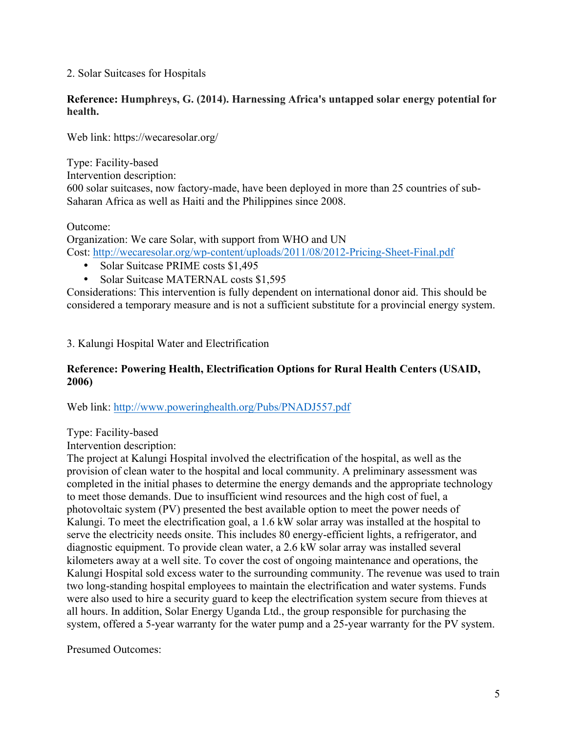2. Solar Suitcases for Hospitals

**Reference: Humphreys, G. (2014). Harnessing Africa's untapped solar energy potential for health.**

Web link: https://wecaresolar.org/

Type: Facility-based
Intervention description:
600 solar suitcases, now factory-made, have been deployed in more than 25 countries of sub-Saharan Africa as well as Haiti and the Philippines since 2008.

Outcome:
Organization: We care Solar, with support from WHO and UN
Cost: http://wecaresolar.org/wp-content/uploads/2011/08/2012-Pricing-Sheet-Final.pdf

- Solar Suitcase PRIME costs $1,495
- Solar Suitcase MATERNAL costs $1,595

Considerations: This intervention is fully dependent on international donor aid. This should be considered a temporary measure and is not a sufficient substitute for a provincial energy system.

3. Kalungi Hospital Water and Electrification

**Reference: Powering Health, Electrification Options for Rural Health Centers (USAID, 2006)**

Web link: http://www.poweringhealth.org/Pubs/PNADJ557.pdf

Type: Facility-based
Intervention description:
The project at Kalungi Hospital involved the electrification of the hospital, as well as the provision of clean water to the hospital and local community. A preliminary assessment was completed in the initial phases to determine the energy demands and the appropriate technology to meet those demands. Due to insufficient wind resources and the high cost of fuel, a photovoltaic system (PV) presented the best available option to meet the power needs of Kalungi. To meet the electrification goal, a 1.6 kW solar array was installed at the hospital to serve the electricity needs onsite. This includes 80 energy-efficient lights, a refrigerator, and diagnostic equipment. To provide clean water, a 2.6 kW solar array was installed several kilometers away at a well site. To cover the cost of ongoing maintenance and operations, the Kalungi Hospital sold excess water to the surrounding community. The revenue was used to train two long-standing hospital employees to maintain the electrification and water systems. Funds were also used to hire a security guard to keep the electrification system secure from thieves at all hours. In addition, Solar Energy Uganda Ltd., the group responsible for purchasing the system, offered a 5-year warranty for the water pump and a 25-year warranty for the PV system.

Presumed Outcomes: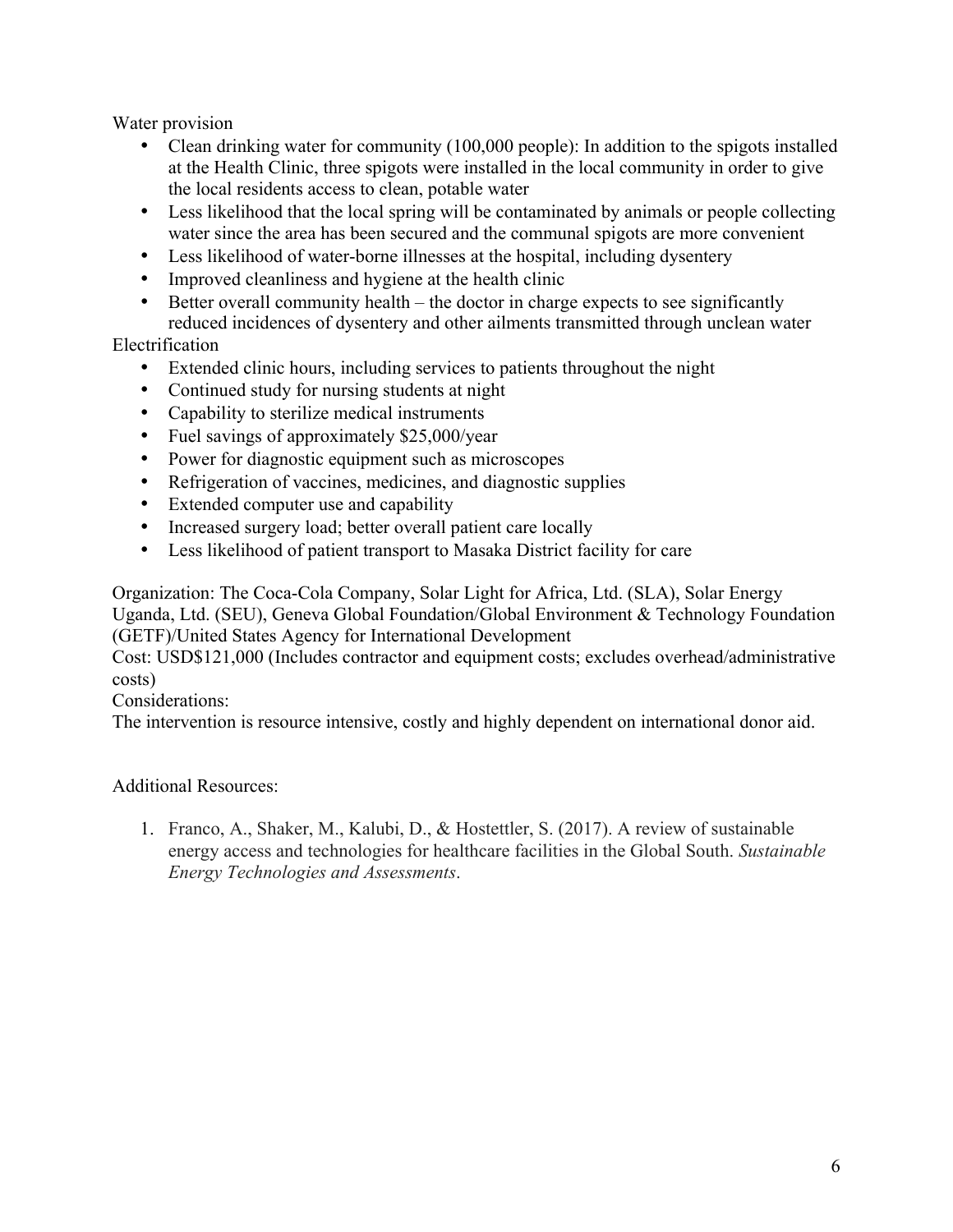Water provision

- Clean drinking water for community (100,000 people): In addition to the spigots installed at the Health Clinic, three spigots were installed in the local community in order to give the local residents access to clean, potable water
- Less likelihood that the local spring will be contaminated by animals or people collecting water since the area has been secured and the communal spigots are more convenient
- Less likelihood of water-borne illnesses at the hospital, including dysentery
- Improved cleanliness and hygiene at the health clinic
- Better overall community health – the doctor in charge expects to see significantly reduced incidences of dysentery and other ailments transmitted through unclean water

Electrification

- Extended clinic hours, including services to patients throughout the night
- Continued study for nursing students at night
- Capability to sterilize medical instruments
- Fuel savings of approximately $25,000/year
- Power for diagnostic equipment such as microscopes
- Refrigeration of vaccines, medicines, and diagnostic supplies
- Extended computer use and capability
- Increased surgery load; better overall patient care locally
- Less likelihood of patient transport to Masaka District facility for care

Organization: The Coca-Cola Company, Solar Light for Africa, Ltd. (SLA), Solar Energy Uganda, Ltd. (SEU), Geneva Global Foundation/Global Environment & Technology Foundation (GETF)/United States Agency for International Development

Cost: USD$121,000 (Includes contractor and equipment costs; excludes overhead/administrative costs)

Considerations:

The intervention is resource intensive, costly and highly dependent on international donor aid.

Additional Resources:

1. Franco, A., Shaker, M., Kalubi, D., & Hostettler, S. (2017). A review of sustainable energy access and technologies for healthcare facilities in the Global South. *Sustainable Energy Technologies and Assessments*.